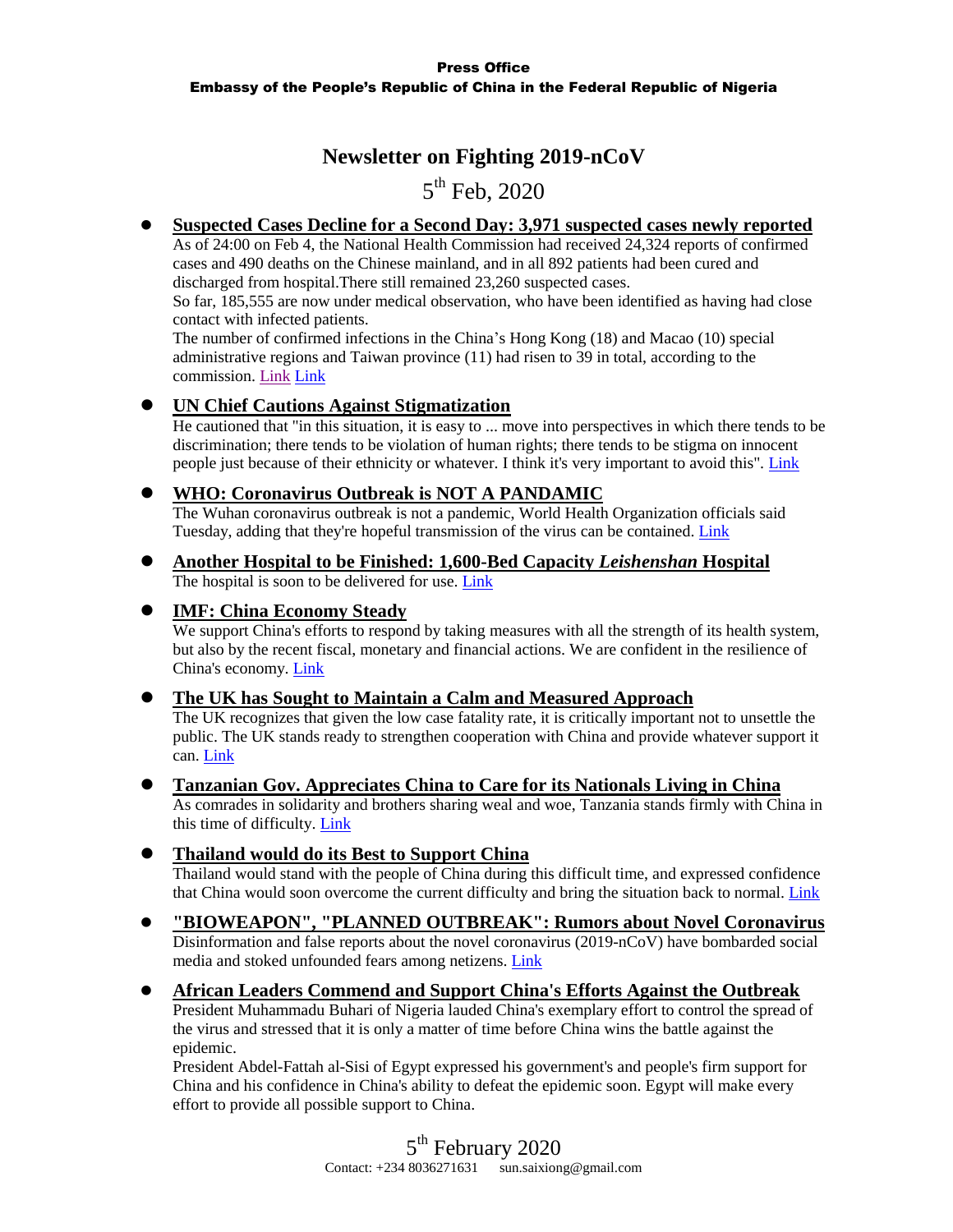**Press Office**
**Embassy of the People's Republic of China in the Federal Republic of Nigeria**

# Newsletter on Fighting 2019-nCoV

5th Feb, 2020

- **Suspected Cases Decline for a Second Day: 3,971 suspected cases newly reported**
  As of 24:00 on Feb 4, the National Health Commission had received 24,324 reports of confirmed cases and 490 deaths on the Chinese mainland, and in all 892 patients had been cured and discharged from hospital.There still remained 23,260 suspected cases.
  So far, 185,555 are now under medical observation, who have been identified as having had close contact with infected patients.
  The number of confirmed infections in the China's Hong Kong (18) and Macao (10) special administrative regions and Taiwan province (11) had risen to 39 in total, according to the commission. Link Link

- **UN Chief Cautions Against Stigmatization**
  He cautioned that "in this situation, it is easy to ... move into perspectives in which there tends to be discrimination; there tends to be violation of human rights; there tends to be stigma on innocent people just because of their ethnicity or whatever. I think it's very important to avoid this". Link

- **WHO: Coronavirus Outbreak is NOT A PANDAMIC**
  The Wuhan coronavirus outbreak is not a pandemic, World Health Organization officials said Tuesday, adding that they're hopeful transmission of the virus can be contained. Link

- **Another Hospital to be Finished: 1,600-Bed Capacity *Leishenshan* Hospital**
  The hospital is soon to be delivered for use. Link

- **IMF: China Economy Steady**
  We support China's efforts to respond by taking measures with all the strength of its health system, but also by the recent fiscal, monetary and financial actions. We are confident in the resilience of China's economy. Link

- **The UK has Sought to Maintain a Calm and Measured Approach**
  The UK recognizes that given the low case fatality rate, it is critically important not to unsettle the public. The UK stands ready to strengthen cooperation with China and provide whatever support it can. Link

- **Tanzanian Gov. Appreciates China to Care for its Nationals Living in China**
  As comrades in solidarity and brothers sharing weal and woe, Tanzania stands firmly with China in this time of difficulty. Link

- **Thailand would do its Best to Support China**
  Thailand would stand with the people of China during this difficult time, and expressed confidence that China would soon overcome the current difficulty and bring the situation back to normal. Link

- **"BIOWEAPON", "PLANNED OUTBREAK": Rumors about Novel Coronavirus**
  Disinformation and false reports about the novel coronavirus (2019-nCoV) have bombarded social media and stoked unfounded fears among netizens. Link

- **African Leaders Commend and Support China's Efforts Against the Outbreak**
  President Muhammadu Buhari of Nigeria lauded China's exemplary effort to control the spread of the virus and stressed that it is only a matter of time before China wins the battle against the epidemic.
  President Abdel-Fattah al-Sisi of Egypt expressed his government's and people's firm support for China and his confidence in China's ability to defeat the epidemic soon. Egypt will make every effort to provide all possible support to China.

5th February 2020
Contact: +234 8036271631 sun.saixiong@gmail.com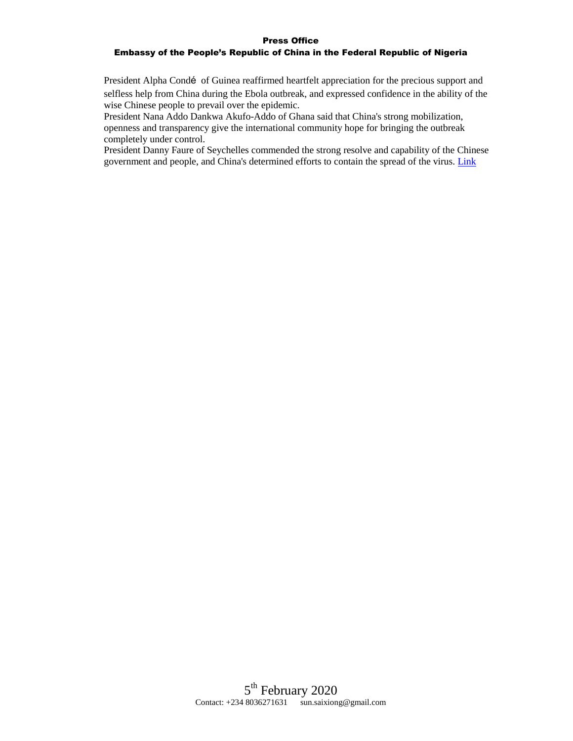President Alpha Condé of Guinea reaffirmed heartfelt appreciation for the precious support and selfless help from China during the Ebola outbreak, and expressed confidence in the ability of the wise Chinese people to prevail over the epidemic.

President Nana Addo Dankwa Akufo-Addo of Ghana said that China's strong mobilization, openness and transparency give the international community hope for bringing the outbreak completely under control.

President Danny Faure of Seychelles commended the strong resolve and capability of the Chinese government and people, and China's determined efforts to contain the spread of the virus. Link